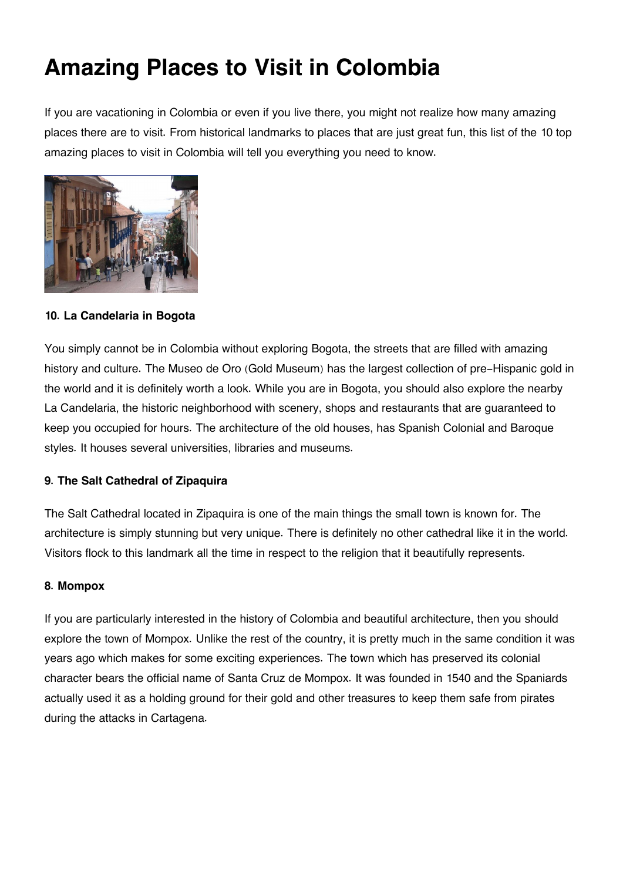# Amazing Places to Visit in Colombia

If you are vacationing in Colombia or even if you live there, you might not realize how many amazing places there are to visit. From historical landmarks to places that are just great fun, this list of the 10 top amazing places to visit in Colombia will tell you everything you need to know.

**10. La Candelaria in Bogota**

You simply cannot be in Colombia without exploring Bogota, the streets that are filled with amazing history and culture. The Museo de Oro (Gold Museum) has the largest collection of pre-Hispanic gold in the world and it is definitely worth a look. While you are in Bogota, you should also explore the nearby La Candelaria, the historic neighborhood with scenery, shops and restaurants that are guaranteed to keep you occupied for hours. The architecture of the old houses, has Spanish Colonial and Baroque styles. It houses several universities, libraries and museums.

**9. The Salt Cathedral of Zipaquira**

The Salt Cathedral located in Zipaquira is one of the main things the small town is known for. The architecture is simply stunning but very unique. There is definitely no other cathedral like it in the world. Visitors flock to this landmark all the time in respect to the religion that it beautifully represents.

**8. Mompox**

If you are particularly interested in the history of Colombia and beautiful architecture, then you should explore the town of Mompox. Unlike the rest of the country, it is pretty much in the same condition it was years ago which makes for some exciting experiences. The town which has preserved its colonial character bears the official name of Santa Cruz de Mompox. It was founded in 1540 and the Spaniards actually used it as a holding ground for their gold and other treasures to keep them safe from pirates during the attacks in Cartagena.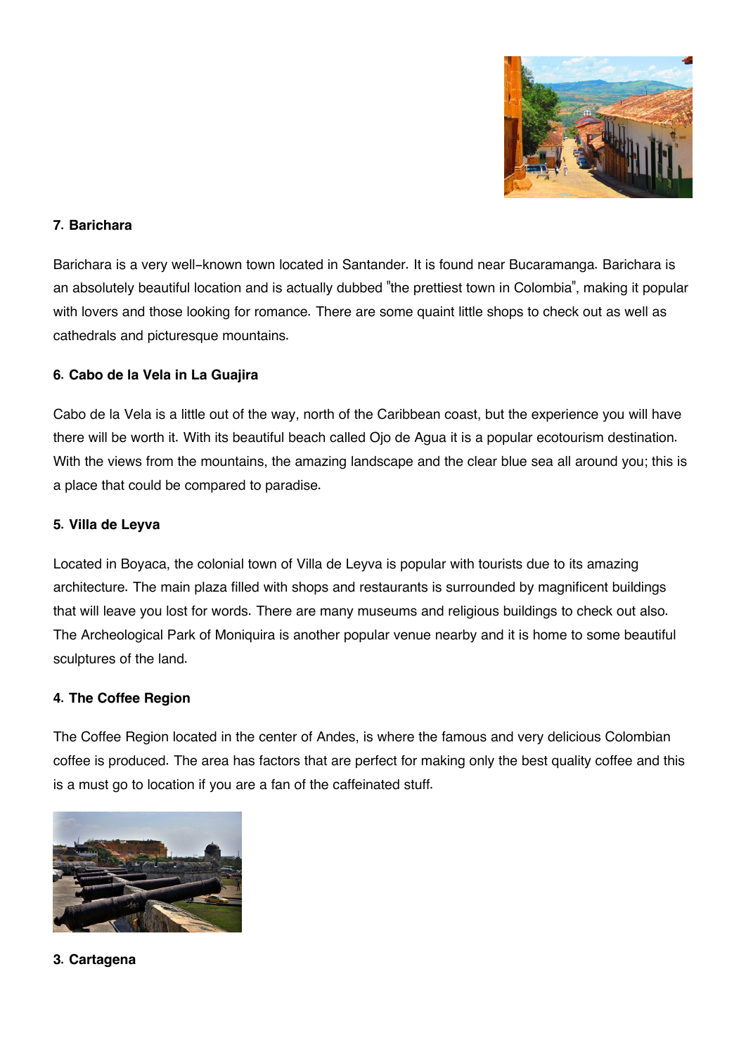**7. Barichara**

Barichara is a very well-known town located in Santander. It is found near Bucaramanga. Barichara is an absolutely beautiful location and is actually dubbed "the prettiest town in Colombia", making it popular with lovers and those looking for romance. There are some quaint little shops to check out as well as cathedrals and picturesque mountains.

**6. Cabo de la Vela in La Guajira**

Cabo de la Vela is a little out of the way, north of the Caribbean coast, but the experience you will have there will be worth it. With its beautiful beach called Ojo de Agua it is a popular ecotourism destination. With the views from the mountains, the amazing landscape and the clear blue sea all around you; this is a place that could be compared to paradise.

**5. Villa de Leyva**

Located in Boyaca, the colonial town of Villa de Leyva is popular with tourists due to its amazing architecture. The main plaza filled with shops and restaurants is surrounded by magnificent buildings that will leave you lost for words. There are many museums and religious buildings to check out also. The Archeological Park of Moniquira is another popular venue nearby and it is home to some beautiful sculptures of the land.

**4. The Coffee Region**

The Coffee Region located in the center of Andes, is where the famous and very delicious Colombian coffee is produced. The area has factors that are perfect for making only the best quality coffee and this is a must go to location if you are a fan of the caffeinated stuff.

**3. Cartagena**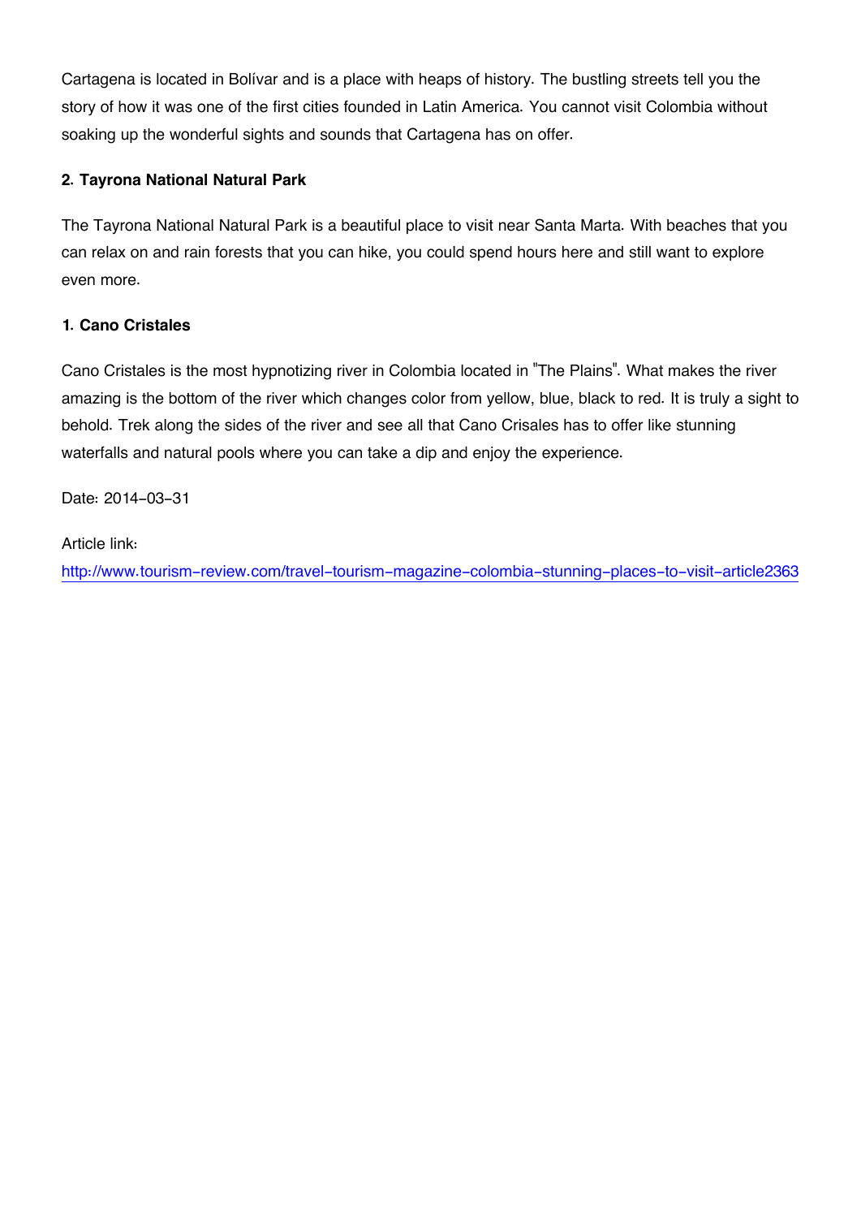Cartagena is located in Bolívar and is a place with heaps of history. The bustling streets tell you the story of how it was one of the first cities founded in Latin America. You cannot visit Colombia without soaking up the wonderful sights and sounds that Cartagena has on offer.

**2. Tayrona National Natural Park**

The Tayrona National Natural Park is a beautiful place to visit near Santa Marta. With beaches that you can relax on and rain forests that you can hike, you could spend hours here and still want to explore even more.

**1. Cano Cristales**

Cano Cristales is the most hypnotizing river in Colombia located in "The Plains". What makes the river amazing is the bottom of the river which changes color from yellow, blue, black to red. It is truly a sight to behold. Trek along the sides of the river and see all that Cano Crisales has to offer like stunning waterfalls and natural pools where you can take a dip and enjoy the experience.

Date: 2014-03-31

Article link:
http://www.tourism-review.com/travel-tourism-magazine-colombia-stunning-places-to-visit-article2363